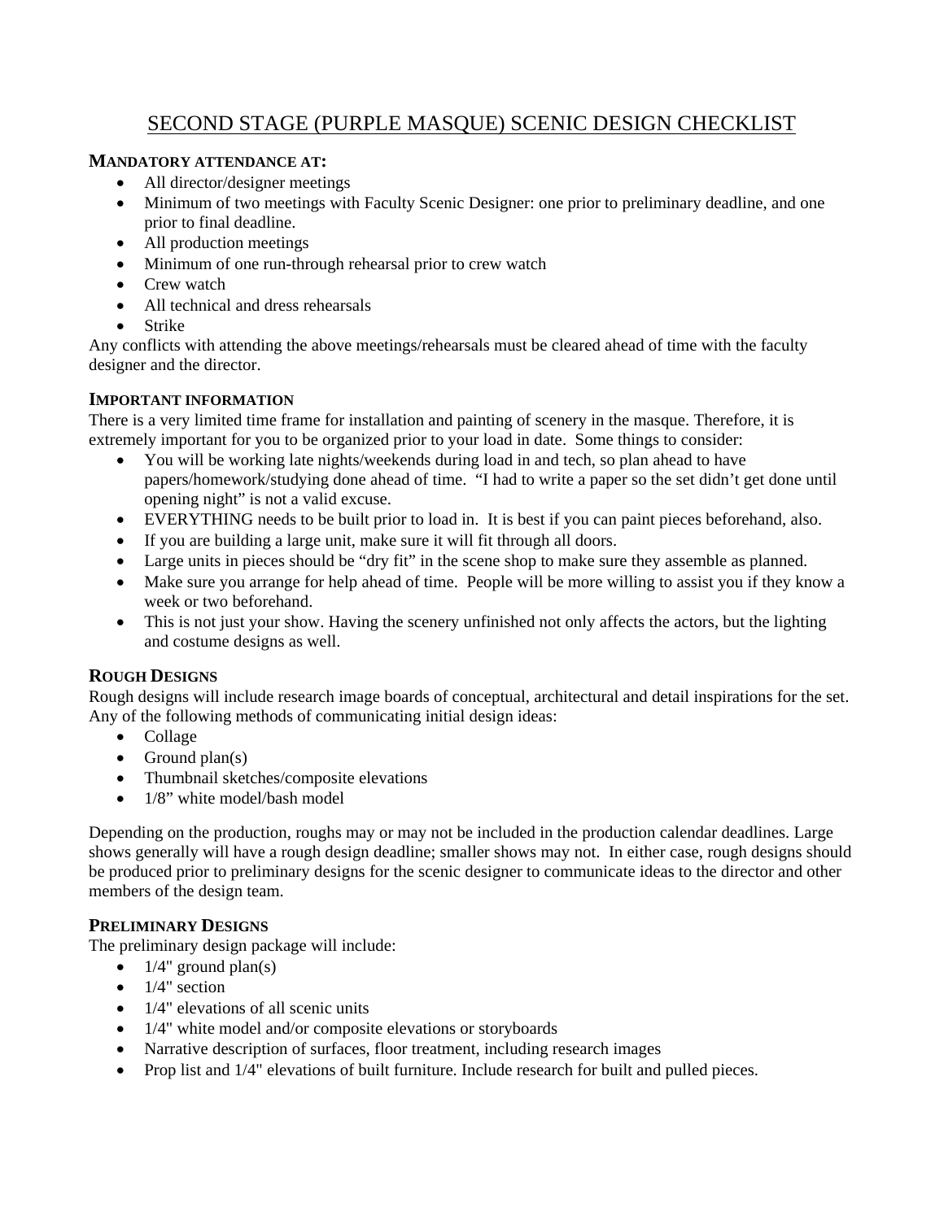# SECOND STAGE (PURPLE MASQUE) SCENIC DESIGN CHECKLIST

## MANDATORY ATTENDANCE AT:

- All director/designer meetings
- Minimum of two meetings with Faculty Scenic Designer: one prior to preliminary deadline, and one prior to final deadline.
- All production meetings
- Minimum of one run-through rehearsal prior to crew watch
- Crew watch
- All technical and dress rehearsals
- Strike

Any conflicts with attending the above meetings/rehearsals must be cleared ahead of time with the faculty designer and the director.

## IMPORTANT INFORMATION

There is a very limited time frame for installation and painting of scenery in the masque. Therefore, it is extremely important for you to be organized prior to your load in date. Some things to consider:

- You will be working late nights/weekends during load in and tech, so plan ahead to have papers/homework/studying done ahead of time. "I had to write a paper so the set didn't get done until opening night" is not a valid excuse.
- EVERYTHING needs to be built prior to load in. It is best if you can paint pieces beforehand, also.
- If you are building a large unit, make sure it will fit through all doors.
- Large units in pieces should be "dry fit" in the scene shop to make sure they assemble as planned.
- Make sure you arrange for help ahead of time. People will be more willing to assist you if they know a week or two beforehand.
- This is not just your show. Having the scenery unfinished not only affects the actors, but the lighting and costume designs as well.

## ROUGH DESIGNS

Rough designs will include research image boards of conceptual, architectural and detail inspirations for the set. Any of the following methods of communicating initial design ideas:

- Collage
- Ground plan(s)
- Thumbnail sketches/composite elevations
- 1/8" white model/bash model

Depending on the production, roughs may or may not be included in the production calendar deadlines. Large shows generally will have a rough design deadline; smaller shows may not. In either case, rough designs should be produced prior to preliminary designs for the scenic designer to communicate ideas to the director and other members of the design team.

## PRELIMINARY DESIGNS

The preliminary design package will include:

- 1/4" ground plan(s)
- 1/4" section
- 1/4" elevations of all scenic units
- 1/4" white model and/or composite elevations or storyboards
- Narrative description of surfaces, floor treatment, including research images
- Prop list and 1/4" elevations of built furniture. Include research for built and pulled pieces.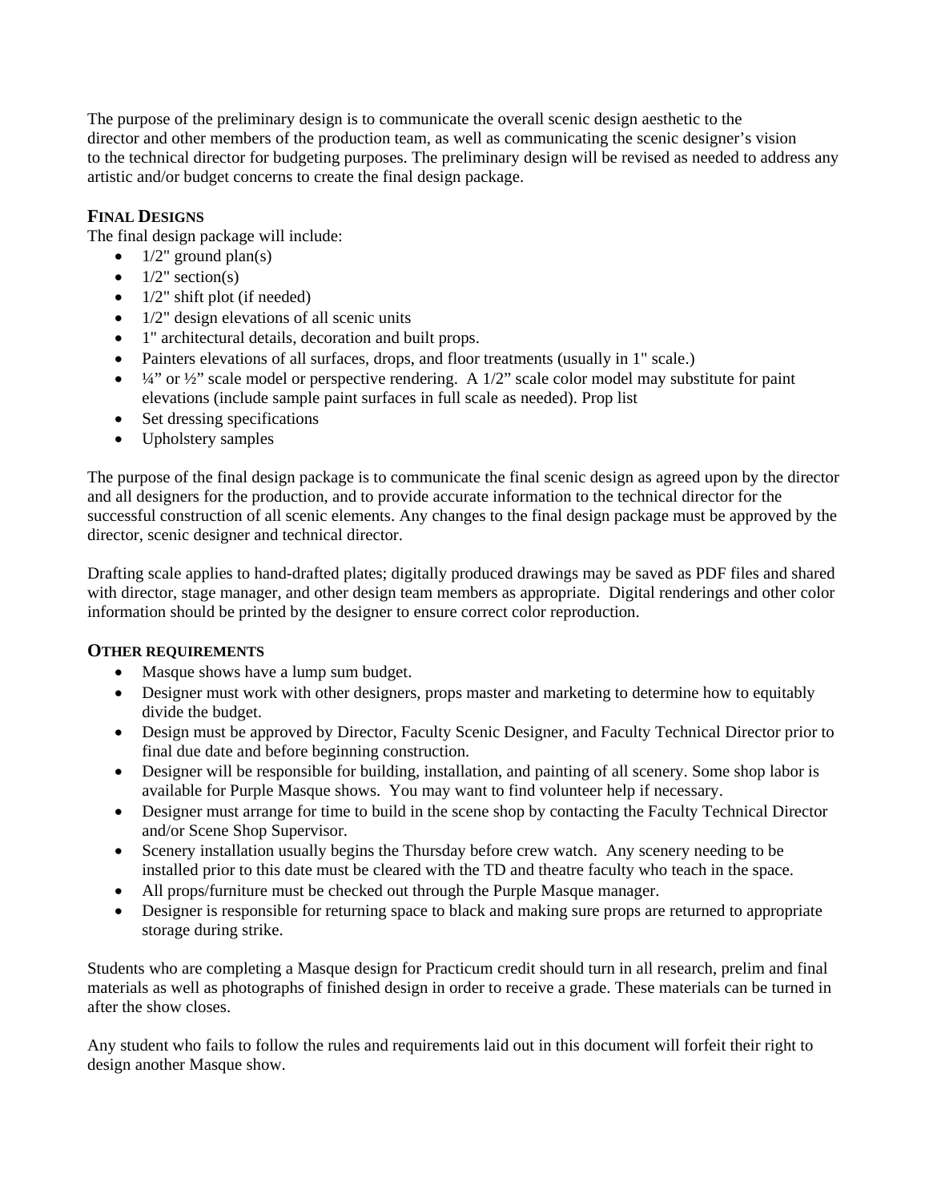The purpose of the preliminary design is to communicate the overall scenic design aesthetic to the director and other members of the production team, as well as communicating the scenic designer's vision to the technical director for budgeting purposes. The preliminary design will be revised as needed to address any artistic and/or budget concerns to create the final design package.

## FINAL DESIGNS

The final design package will include:

- 1/2" ground plan(s)
- 1/2" section(s)
- 1/2" shift plot (if needed)
- 1/2" design elevations of all scenic units
- 1" architectural details, decoration and built props.
- Painters elevations of all surfaces, drops, and floor treatments (usually in 1" scale.)
- ¼" or ½" scale model or perspective rendering. A 1/2" scale color model may substitute for paint elevations (include sample paint surfaces in full scale as needed). Prop list
- Set dressing specifications
- Upholstery samples

The purpose of the final design package is to communicate the final scenic design as agreed upon by the director and all designers for the production, and to provide accurate information to the technical director for the successful construction of all scenic elements. Any changes to the final design package must be approved by the director, scenic designer and technical director.

Drafting scale applies to hand-drafted plates; digitally produced drawings may be saved as PDF files and shared with director, stage manager, and other design team members as appropriate. Digital renderings and other color information should be printed by the designer to ensure correct color reproduction.

## OTHER REQUIREMENTS

- Masque shows have a lump sum budget.
- Designer must work with other designers, props master and marketing to determine how to equitably divide the budget.
- Design must be approved by Director, Faculty Scenic Designer, and Faculty Technical Director prior to final due date and before beginning construction.
- Designer will be responsible for building, installation, and painting of all scenery. Some shop labor is available for Purple Masque shows. You may want to find volunteer help if necessary.
- Designer must arrange for time to build in the scene shop by contacting the Faculty Technical Director and/or Scene Shop Supervisor.
- Scenery installation usually begins the Thursday before crew watch. Any scenery needing to be installed prior to this date must be cleared with the TD and theatre faculty who teach in the space.
- All props/furniture must be checked out through the Purple Masque manager.
- Designer is responsible for returning space to black and making sure props are returned to appropriate storage during strike.

Students who are completing a Masque design for Practicum credit should turn in all research, prelim and final materials as well as photographs of finished design in order to receive a grade. These materials can be turned in after the show closes.

Any student who fails to follow the rules and requirements laid out in this document will forfeit their right to design another Masque show.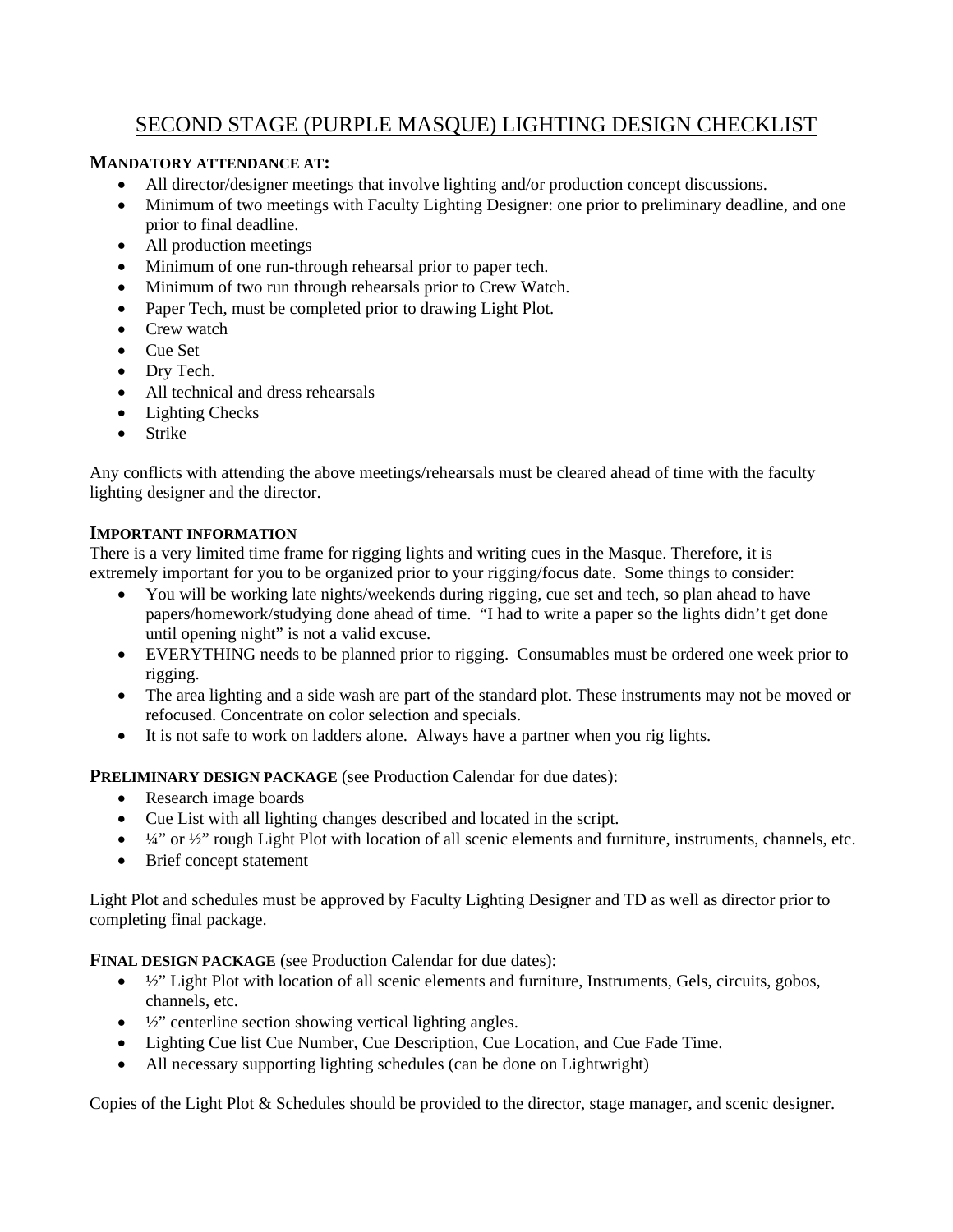# SECOND STAGE (PURPLE MASQUE) LIGHTING DESIGN CHECKLIST

**MANDATORY ATTENDANCE AT:**

- All director/designer meetings that involve lighting and/or production concept discussions.
- Minimum of two meetings with Faculty Lighting Designer: one prior to preliminary deadline, and one prior to final deadline.
- All production meetings
- Minimum of one run-through rehearsal prior to paper tech.
- Minimum of two run through rehearsals prior to Crew Watch.
- Paper Tech, must be completed prior to drawing Light Plot.
- Crew watch
- Cue Set
- Dry Tech.
- All technical and dress rehearsals
- Lighting Checks
- Strike

Any conflicts with attending the above meetings/rehearsals must be cleared ahead of time with the faculty lighting designer and the director.

**IMPORTANT INFORMATION**

There is a very limited time frame for rigging lights and writing cues in the Masque. Therefore, it is extremely important for you to be organized prior to your rigging/focus date. Some things to consider:

- You will be working late nights/weekends during rigging, cue set and tech, so plan ahead to have papers/homework/studying done ahead of time. "I had to write a paper so the lights didn't get done until opening night" is not a valid excuse.
- EVERYTHING needs to be planned prior to rigging. Consumables must be ordered one week prior to rigging.
- The area lighting and a side wash are part of the standard plot. These instruments may not be moved or refocused. Concentrate on color selection and specials.
- It is not safe to work on ladders alone. Always have a partner when you rig lights.

**PRELIMINARY DESIGN PACKAGE** (see Production Calendar for due dates):

- Research image boards
- Cue List with all lighting changes described and located in the script.
- ¼" or ½" rough Light Plot with location of all scenic elements and furniture, instruments, channels, etc.
- Brief concept statement

Light Plot and schedules must be approved by Faculty Lighting Designer and TD as well as director prior to completing final package.

**FINAL DESIGN PACKAGE** (see Production Calendar for due dates):

- ½" Light Plot with location of all scenic elements and furniture, Instruments, Gels, circuits, gobos, channels, etc.
- ½" centerline section showing vertical lighting angles.
- Lighting Cue list Cue Number, Cue Description, Cue Location, and Cue Fade Time.
- All necessary supporting lighting schedules (can be done on Lightwright)

Copies of the Light Plot & Schedules should be provided to the director, stage manager, and scenic designer.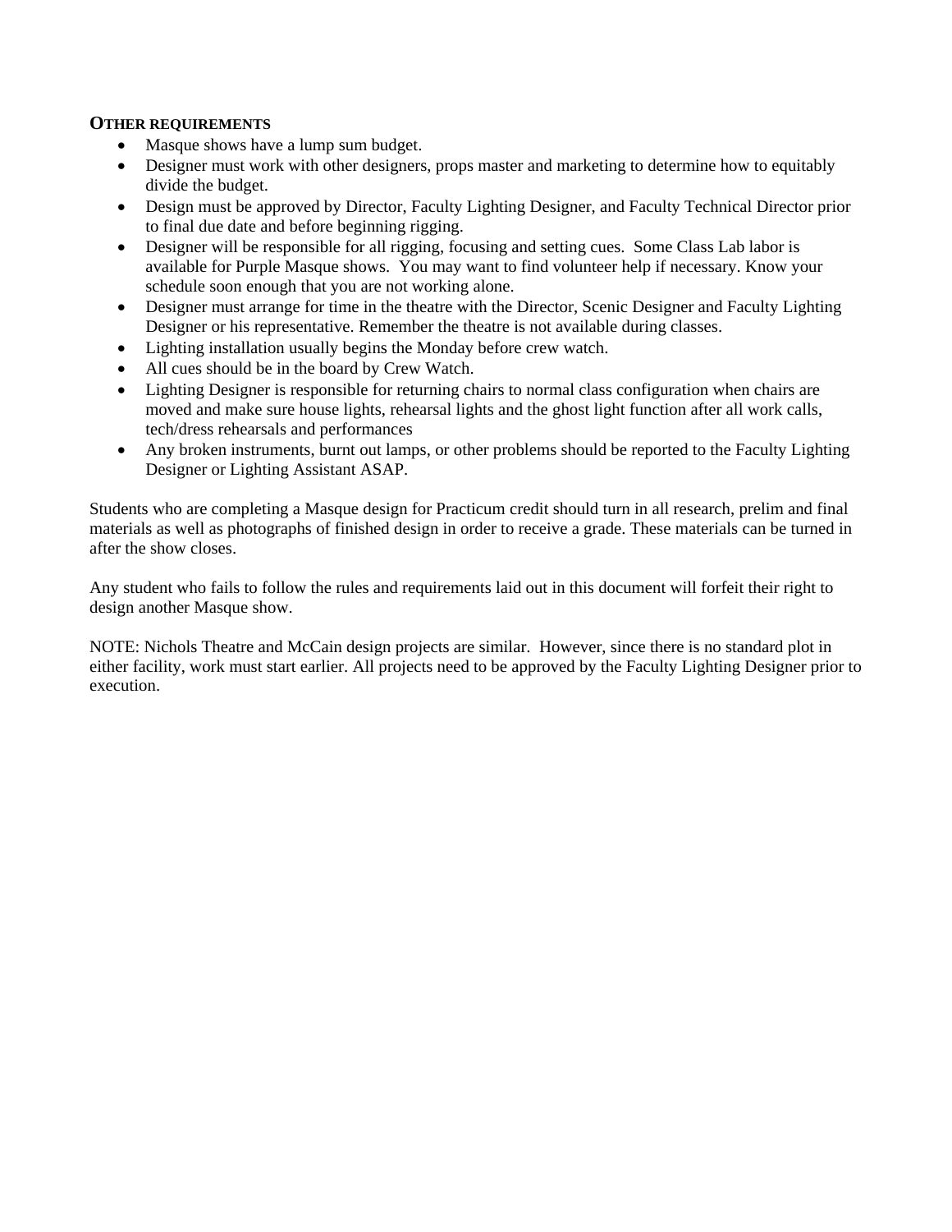**OTHER REQUIREMENTS**

- Masque shows have a lump sum budget.
- Designer must work with other designers, props master and marketing to determine how to equitably divide the budget.
- Design must be approved by Director, Faculty Lighting Designer, and Faculty Technical Director prior to final due date and before beginning rigging.
- Designer will be responsible for all rigging, focusing and setting cues. Some Class Lab labor is available for Purple Masque shows. You may want to find volunteer help if necessary. Know your schedule soon enough that you are not working alone.
- Designer must arrange for time in the theatre with the Director, Scenic Designer and Faculty Lighting Designer or his representative. Remember the theatre is not available during classes.
- Lighting installation usually begins the Monday before crew watch.
- All cues should be in the board by Crew Watch.
- Lighting Designer is responsible for returning chairs to normal class configuration when chairs are moved and make sure house lights, rehearsal lights and the ghost light function after all work calls, tech/dress rehearsals and performances
- Any broken instruments, burnt out lamps, or other problems should be reported to the Faculty Lighting Designer or Lighting Assistant ASAP.

Students who are completing a Masque design for Practicum credit should turn in all research, prelim and final materials as well as photographs of finished design in order to receive a grade. These materials can be turned in after the show closes.

Any student who fails to follow the rules and requirements laid out in this document will forfeit their right to design another Masque show.

NOTE: Nichols Theatre and McCain design projects are similar. However, since there is no standard plot in either facility, work must start earlier. All projects need to be approved by the Faculty Lighting Designer prior to execution.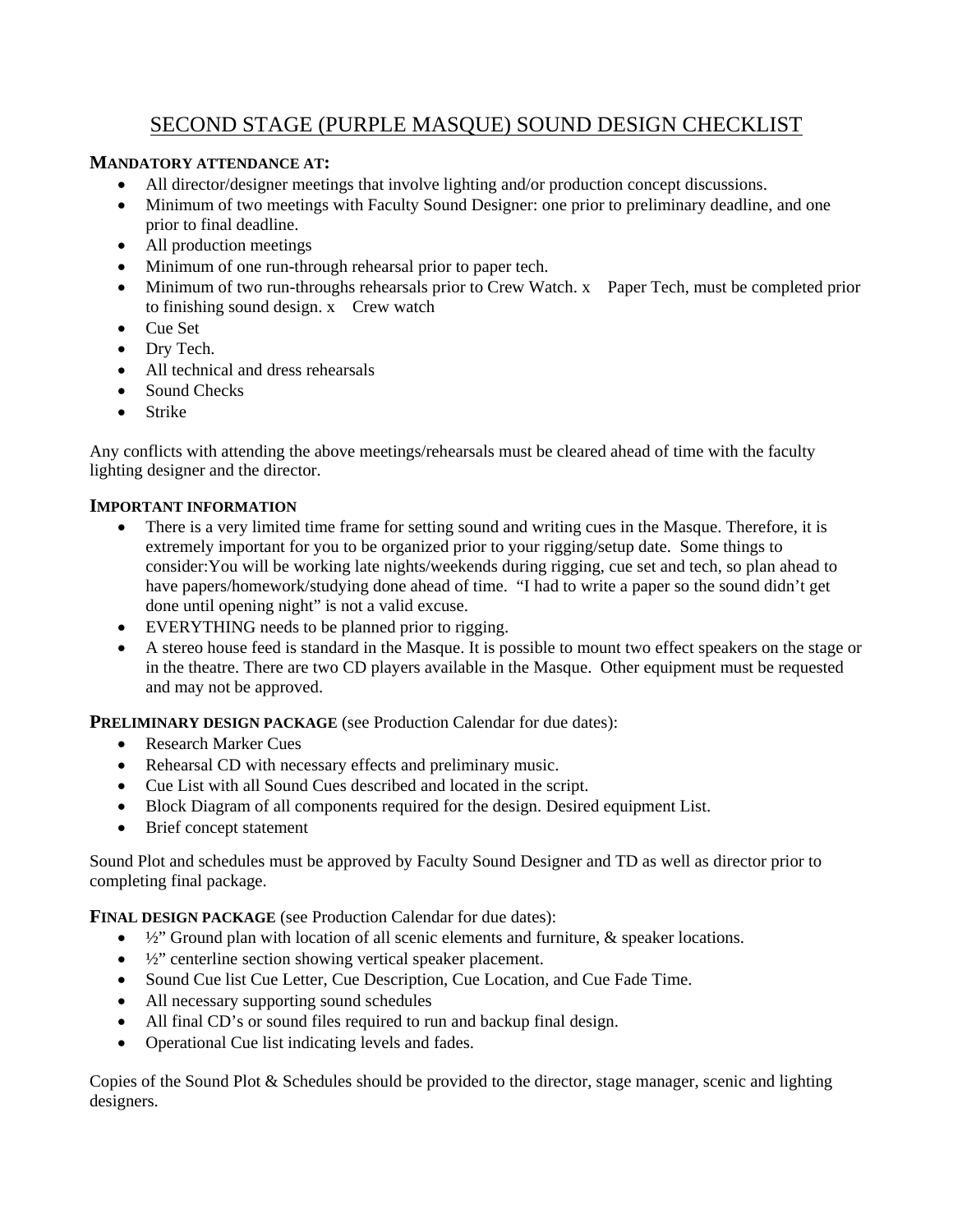# SECOND STAGE (PURPLE MASQUE) SOUND DESIGN CHECKLIST

**MANDATORY ATTENDANCE AT:**

- All director/designer meetings that involve lighting and/or production concept discussions.
- Minimum of two meetings with Faculty Sound Designer: one prior to preliminary deadline, and one prior to final deadline.
- All production meetings
- Minimum of one run-through rehearsal prior to paper tech.
- Minimum of two run-throughs rehearsals prior to Crew Watch. x Paper Tech, must be completed prior to finishing sound design. x Crew watch
- Cue Set
- Dry Tech.
- All technical and dress rehearsals
- Sound Checks
- Strike

Any conflicts with attending the above meetings/rehearsals must be cleared ahead of time with the faculty lighting designer and the director.

**IMPORTANT INFORMATION**

- There is a very limited time frame for setting sound and writing cues in the Masque. Therefore, it is extremely important for you to be organized prior to your rigging/setup date. Some things to consider:You will be working late nights/weekends during rigging, cue set and tech, so plan ahead to have papers/homework/studying done ahead of time. "I had to write a paper so the sound didn't get done until opening night" is not a valid excuse.
- EVERYTHING needs to be planned prior to rigging.
- A stereo house feed is standard in the Masque. It is possible to mount two effect speakers on the stage or in the theatre. There are two CD players available in the Masque. Other equipment must be requested and may not be approved.

**PRELIMINARY DESIGN PACKAGE** (see Production Calendar for due dates):

- Research Marker Cues
- Rehearsal CD with necessary effects and preliminary music.
- Cue List with all Sound Cues described and located in the script.
- Block Diagram of all components required for the design. Desired equipment List.
- Brief concept statement

Sound Plot and schedules must be approved by Faculty Sound Designer and TD as well as director prior to completing final package.

**FINAL DESIGN PACKAGE** (see Production Calendar for due dates):

- ½" Ground plan with location of all scenic elements and furniture, & speaker locations.
- ½" centerline section showing vertical speaker placement.
- Sound Cue list Cue Letter, Cue Description, Cue Location, and Cue Fade Time.
- All necessary supporting sound schedules
- All final CD's or sound files required to run and backup final design.
- Operational Cue list indicating levels and fades.

Copies of the Sound Plot & Schedules should be provided to the director, stage manager, scenic and lighting designers.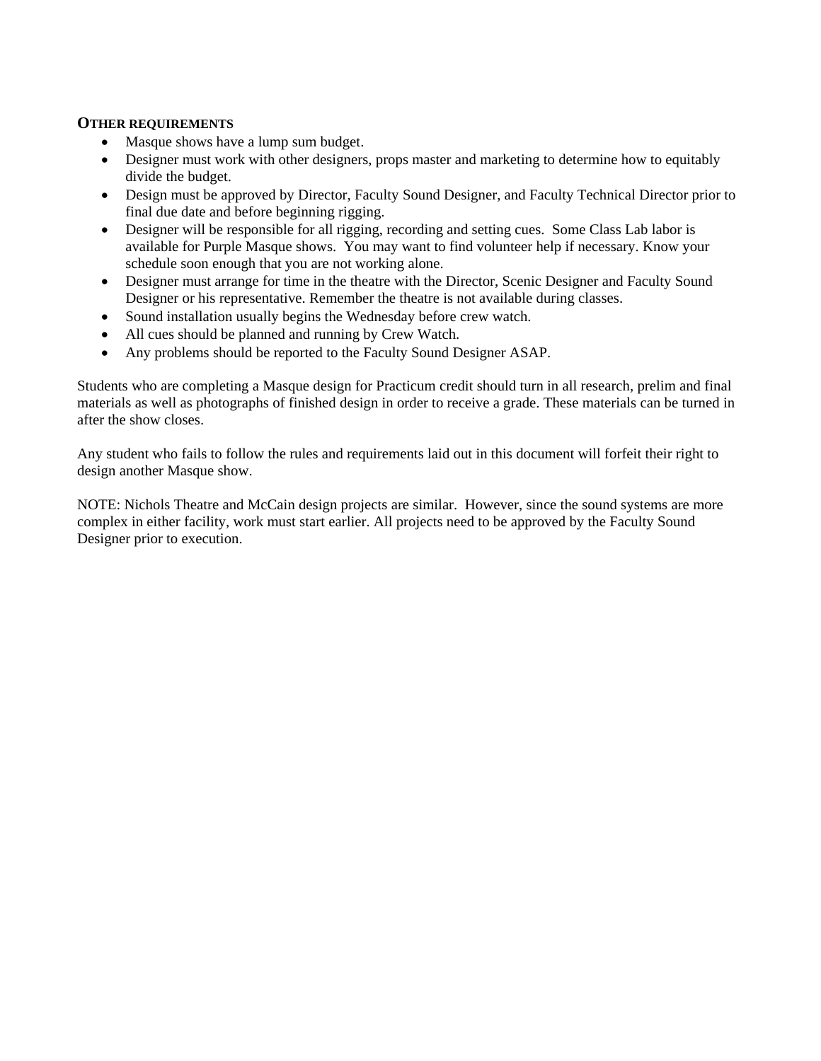### OTHER REQUIREMENTS

- Masque shows have a lump sum budget.
- Designer must work with other designers, props master and marketing to determine how to equitably divide the budget.
- Design must be approved by Director, Faculty Sound Designer, and Faculty Technical Director prior to final due date and before beginning rigging.
- Designer will be responsible for all rigging, recording and setting cues. Some Class Lab labor is available for Purple Masque shows. You may want to find volunteer help if necessary. Know your schedule soon enough that you are not working alone.
- Designer must arrange for time in the theatre with the Director, Scenic Designer and Faculty Sound Designer or his representative. Remember the theatre is not available during classes.
- Sound installation usually begins the Wednesday before crew watch.
- All cues should be planned and running by Crew Watch.
- Any problems should be reported to the Faculty Sound Designer ASAP.

Students who are completing a Masque design for Practicum credit should turn in all research, prelim and final materials as well as photographs of finished design in order to receive a grade. These materials can be turned in after the show closes.

Any student who fails to follow the rules and requirements laid out in this document will forfeit their right to design another Masque show.

NOTE: Nichols Theatre and McCain design projects are similar. However, since the sound systems are more complex in either facility, work must start earlier. All projects need to be approved by the Faculty Sound Designer prior to execution.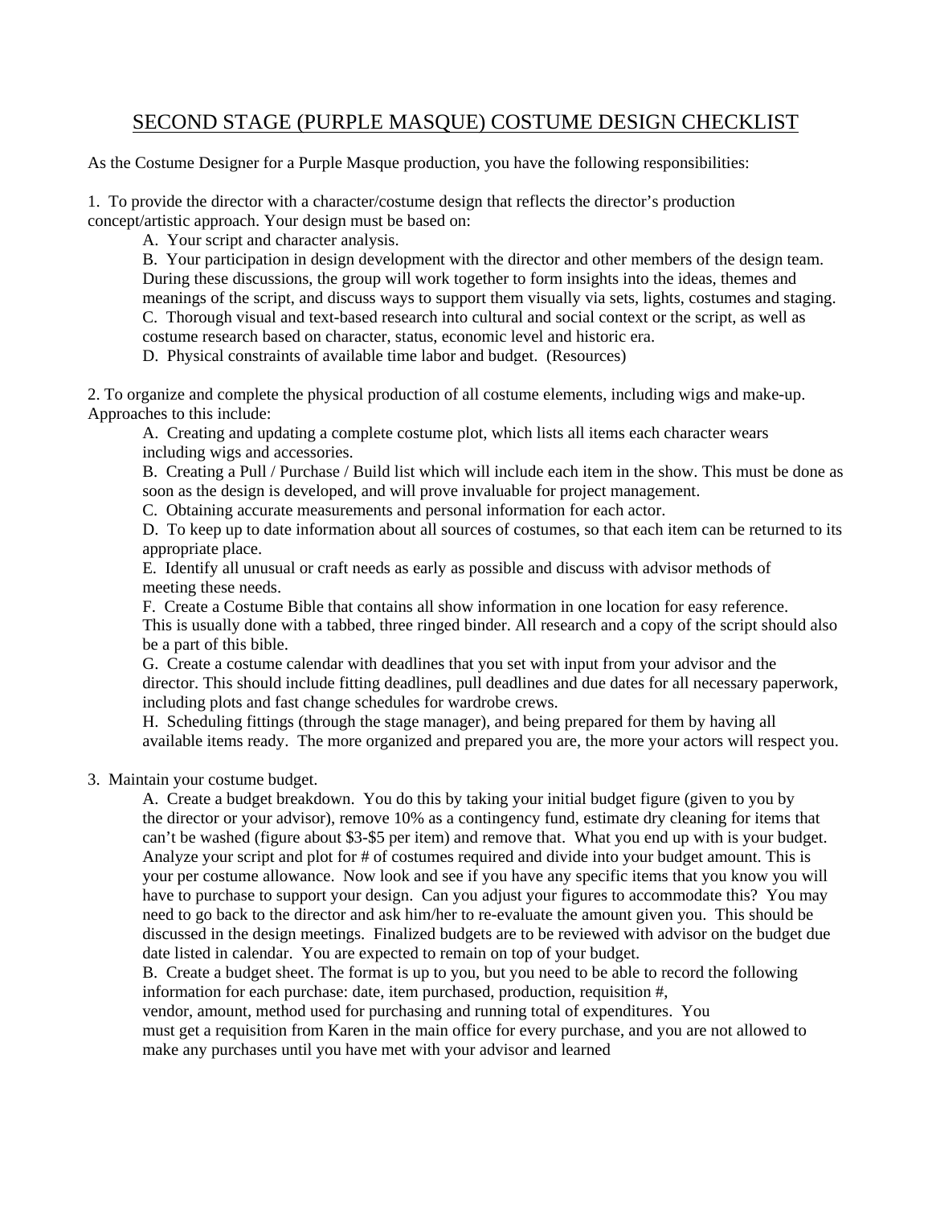# SECOND STAGE (PURPLE MASQUE) COSTUME DESIGN CHECKLIST

As the Costume Designer for a Purple Masque production, you have the following responsibilities:

1. To provide the director with a character/costume design that reflects the director's production concept/artistic approach. Your design must be based on:

   A. Your script and character analysis.

   B. Your participation in design development with the director and other members of the design team. During these discussions, the group will work together to form insights into the ideas, themes and meanings of the script, and discuss ways to support them visually via sets, lights, costumes and staging.

   C. Thorough visual and text-based research into cultural and social context or the script, as well as costume research based on character, status, economic level and historic era.

   D. Physical constraints of available time labor and budget. (Resources)

2. To organize and complete the physical production of all costume elements, including wigs and make-up. Approaches to this include:

   A. Creating and updating a complete costume plot, which lists all items each character wears including wigs and accessories.

   B. Creating a Pull / Purchase / Build list which will include each item in the show. This must be done as soon as the design is developed, and will prove invaluable for project management.

   C. Obtaining accurate measurements and personal information for each actor.

   D. To keep up to date information about all sources of costumes, so that each item can be returned to its appropriate place.

   E. Identify all unusual or craft needs as early as possible and discuss with advisor methods of meeting these needs.

   F. Create a Costume Bible that contains all show information in one location for easy reference. This is usually done with a tabbed, three ringed binder. All research and a copy of the script should also be a part of this bible.

   G. Create a costume calendar with deadlines that you set with input from your advisor and the director. This should include fitting deadlines, pull deadlines and due dates for all necessary paperwork, including plots and fast change schedules for wardrobe crews.

   H. Scheduling fittings (through the stage manager), and being prepared for them by having all available items ready. The more organized and prepared you are, the more your actors will respect you.

3. Maintain your costume budget.

   A. Create a budget breakdown. You do this by taking your initial budget figure (given to you by the director or your advisor), remove 10% as a contingency fund, estimate dry cleaning for items that can't be washed (figure about $3-$5 per item) and remove that. What you end up with is your budget. Analyze your script and plot for # of costumes required and divide into your budget amount. This is your per costume allowance. Now look and see if you have any specific items that you know you will have to purchase to support your design. Can you adjust your figures to accommodate this? You may need to go back to the director and ask him/her to re-evaluate the amount given you. This should be discussed in the design meetings. Finalized budgets are to be reviewed with advisor on the budget due date listed in calendar. You are expected to remain on top of your budget.

   B. Create a budget sheet. The format is up to you, but you need to be able to record the following information for each purchase: date, item purchased, production, requisition #, vendor, amount, method used for purchasing and running total of expenditures. You must get a requisition from Karen in the main office for every purchase, and you are not allowed to make any purchases until you have met with your advisor and learned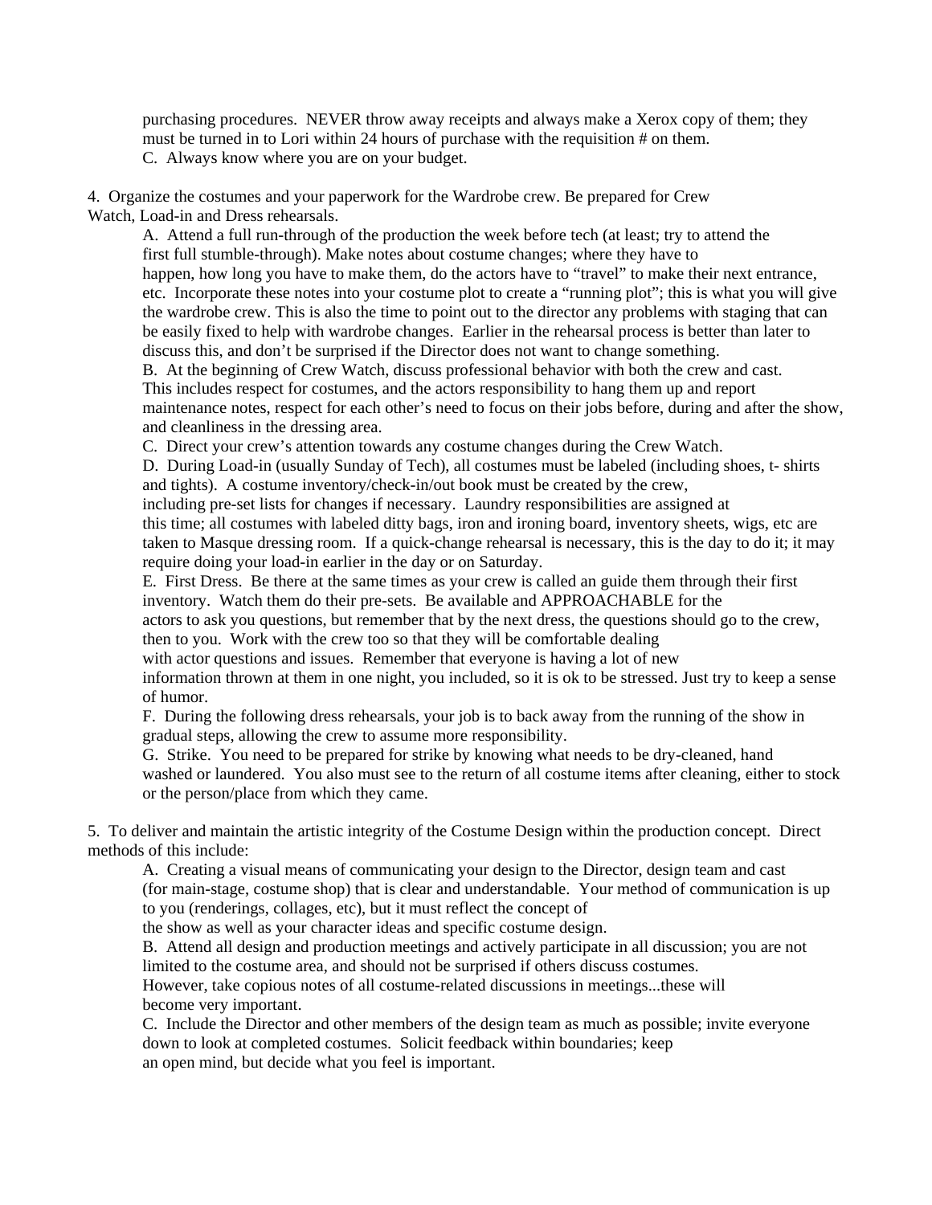purchasing procedures. NEVER throw away receipts and always make a Xerox copy of them; they must be turned in to Lori within 24 hours of purchase with the requisition # on them.

C. Always know where you are on your budget.

4. Organize the costumes and your paperwork for the Wardrobe crew. Be prepared for Crew Watch, Load-in and Dress rehearsals.

A. Attend a full run-through of the production the week before tech (at least; try to attend the first full stumble-through). Make notes about costume changes; where they have to happen, how long you have to make them, do the actors have to "travel" to make their next entrance, etc. Incorporate these notes into your costume plot to create a "running plot"; this is what you will give the wardrobe crew. This is also the time to point out to the director any problems with staging that can be easily fixed to help with wardrobe changes. Earlier in the rehearsal process is better than later to discuss this, and don't be surprised if the Director does not want to change something.

B. At the beginning of Crew Watch, discuss professional behavior with both the crew and cast. This includes respect for costumes, and the actors responsibility to hang them up and report maintenance notes, respect for each other's need to focus on their jobs before, during and after the show, and cleanliness in the dressing area.

C. Direct your crew's attention towards any costume changes during the Crew Watch.

D. During Load-in (usually Sunday of Tech), all costumes must be labeled (including shoes, t- shirts and tights). A costume inventory/check-in/out book must be created by the crew, including pre-set lists for changes if necessary. Laundry responsibilities are assigned at this time; all costumes with labeled ditty bags, iron and ironing board, inventory sheets, wigs, etc are taken to Masque dressing room. If a quick-change rehearsal is necessary, this is the day to do it; it may require doing your load-in earlier in the day or on Saturday.

E. First Dress. Be there at the same times as your crew is called an guide them through their first inventory. Watch them do their pre-sets. Be available and APPROACHABLE for the actors to ask you questions, but remember that by the next dress, the questions should go to the crew, then to you. Work with the crew too so that they will be comfortable dealing with actor questions and issues. Remember that everyone is having a lot of new information thrown at them in one night, you included, so it is ok to be stressed. Just try to keep a sense of humor.

F. During the following dress rehearsals, your job is to back away from the running of the show in gradual steps, allowing the crew to assume more responsibility.

G. Strike. You need to be prepared for strike by knowing what needs to be dry-cleaned, hand washed or laundered. You also must see to the return of all costume items after cleaning, either to stock or the person/place from which they came.

5. To deliver and maintain the artistic integrity of the Costume Design within the production concept. Direct methods of this include:

A. Creating a visual means of communicating your design to the Director, design team and cast (for main-stage, costume shop) that is clear and understandable. Your method of communication is up to you (renderings, collages, etc), but it must reflect the concept of the show as well as your character ideas and specific costume design.

B. Attend all design and production meetings and actively participate in all discussion; you are not limited to the costume area, and should not be surprised if others discuss costumes. However, take copious notes of all costume-related discussions in meetings...these will become very important.

C. Include the Director and other members of the design team as much as possible; invite everyone down to look at completed costumes. Solicit feedback within boundaries; keep an open mind, but decide what you feel is important.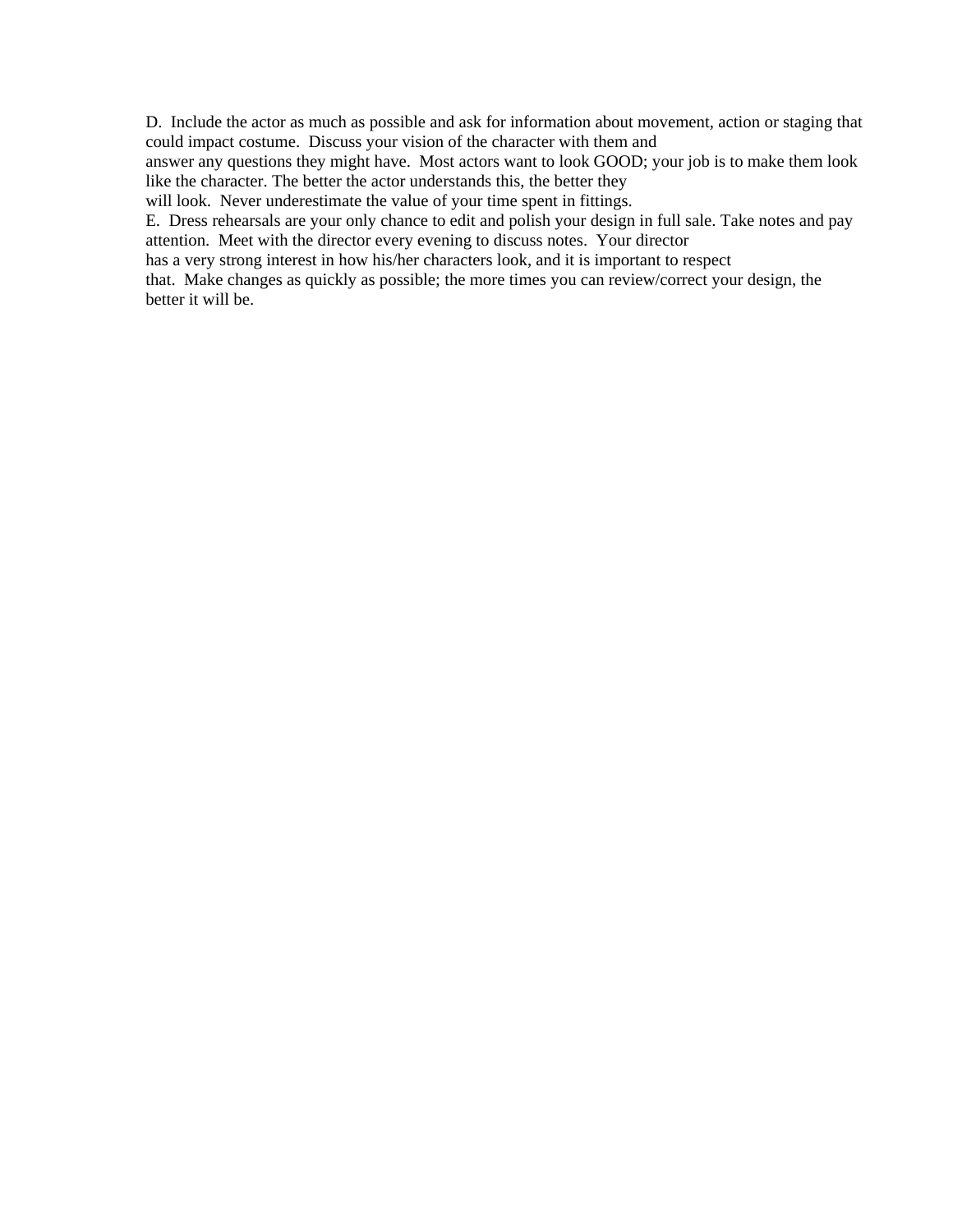D.  Include the actor as much as possible and ask for information about movement, action or staging that could impact costume.  Discuss your vision of the character with them and answer any questions they might have.  Most actors want to look GOOD; your job is to make them look like the character. The better the actor understands this, the better they will look.  Never underestimate the value of your time spent in fittings.

E.  Dress rehearsals are your only chance to edit and polish your design in full sale. Take notes and pay attention.  Meet with the director every evening to discuss notes.  Your director has a very strong interest in how his/her characters look, and it is important to respect that.  Make changes as quickly as possible; the more times you can review/correct your design, the better it will be.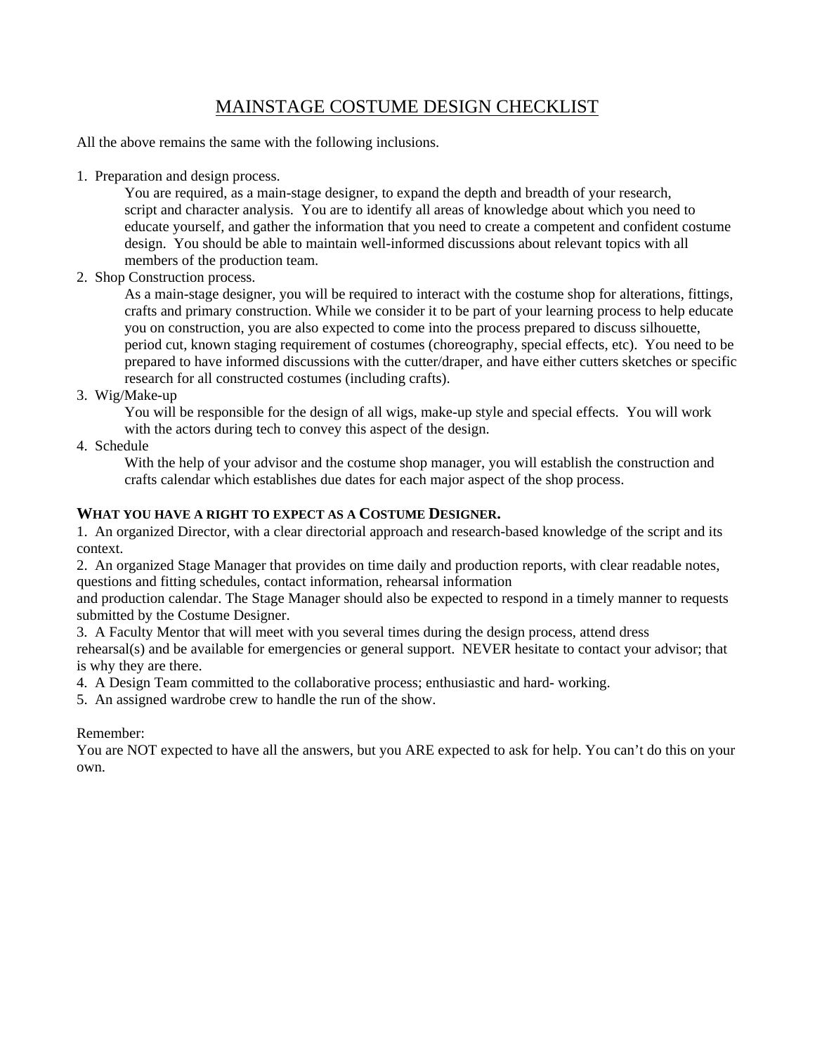# MAINSTAGE COSTUME DESIGN CHECKLIST

All the above remains the same with the following inclusions.

1. Preparation and design process.
   You are required, as a main-stage designer, to expand the depth and breadth of your research, script and character analysis. You are to identify all areas of knowledge about which you need to educate yourself, and gather the information that you need to create a competent and confident costume design. You should be able to maintain well-informed discussions about relevant topics with all members of the production team.
2. Shop Construction process.
   As a main-stage designer, you will be required to interact with the costume shop for alterations, fittings, crafts and primary construction. While we consider it to be part of your learning process to help educate you on construction, you are also expected to come into the process prepared to discuss silhouette, period cut, known staging requirement of costumes (choreography, special effects, etc). You need to be prepared to have informed discussions with the cutter/draper, and have either cutters sketches or specific research for all constructed costumes (including crafts).
3. Wig/Make-up
   You will be responsible for the design of all wigs, make-up style and special effects. You will work with the actors during tech to convey this aspect of the design.
4. Schedule
   With the help of your advisor and the costume shop manager, you will establish the construction and crafts calendar which establishes due dates for each major aspect of the shop process.

**WHAT YOU HAVE A RIGHT TO EXPECT AS A COSTUME DESIGNER.**

1. An organized Director, with a clear directorial approach and research-based knowledge of the script and its context.
2. An organized Stage Manager that provides on time daily and production reports, with clear readable notes, questions and fitting schedules, contact information, rehearsal information and production calendar. The Stage Manager should also be expected to respond in a timely manner to requests submitted by the Costume Designer.
3. A Faculty Mentor that will meet with you several times during the design process, attend dress rehearsal(s) and be available for emergencies or general support. NEVER hesitate to contact your advisor; that is why they are there.
4. A Design Team committed to the collaborative process; enthusiastic and hard- working.
5. An assigned wardrobe crew to handle the run of the show.

Remember:
You are NOT expected to have all the answers, but you ARE expected to ask for help. You can't do this on your own.